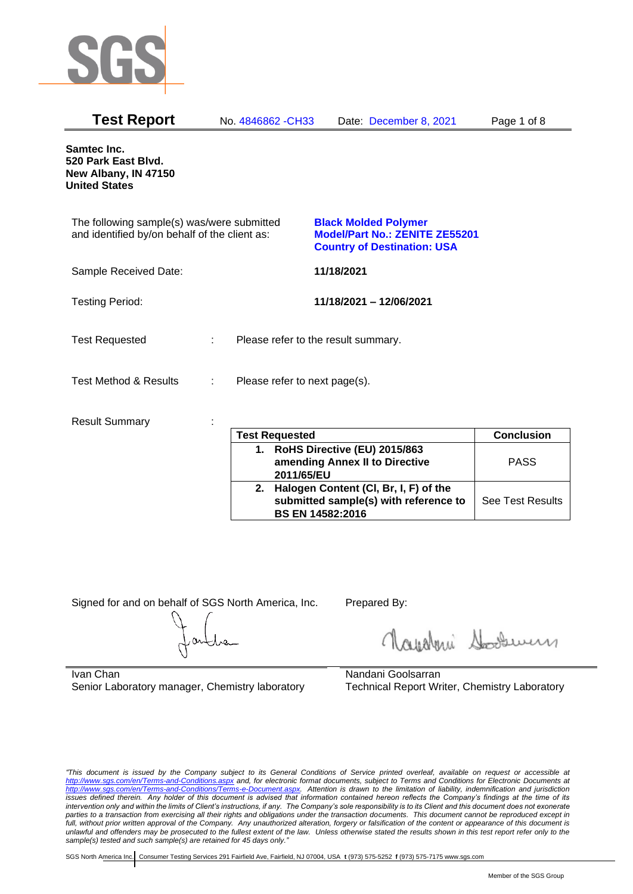# Test Report

No. 4846862 -CH33 Date: December 8, 2021

**Samtec Inc.**
**520 Park East Blvd.**
**New Albany, IN 47150**
**United States**

The following sample(s) was/were submitted and identified by/on behalf of the client as: **Black Molded Polymer**
**Model/Part No.: ZENITE ZE55201**
**Country of Destination: USA**

Sample Received Date: **11/18/2021**

Testing Period: **11/18/2021 – 12/06/2021**

Test Requested : Please refer to the result summary.

Test Method & Results : Please refer to next page(s).

Result Summary :

| Test Requested | Conclusion |
|---|---|
| **1. RoHS Directive (EU) 2015/863 amending Annex II to Directive 2011/65/EU** | PASS |
| **2. Halogen Content (Cl, Br, I, F) of the submitted sample(s) with reference to BS EN 14582:2016** | See Test Results |

Signed for and on behalf of SGS North America, Inc.

Ivan Chan
Senior Laboratory manager, Chemistry laboratory

Prepared By:

Nandani Goolsarran
Technical Report Writer, Chemistry Laboratory

*"This document is issued by the Company subject to its General Conditions of Service printed overleaf, available on request or accessible at http://www.sgs.com/en/Terms-and-Conditions.aspx and, for electronic format documents, subject to Terms and Conditions for Electronic Documents at http://www.sgs.com/en/Terms-and-Conditions/Terms-e-Document.aspx. Attention is drawn to the limitation of liability, indemnification and jurisdiction issues defined therein. Any holder of this document is advised that information contained hereon reflects the Company's findings at the time of its intervention only and within the limits of Client's instructions, if any. The Company's sole responsibility is to its Client and this document does not exonerate parties to a transaction from exercising all their rights and obligations under the transaction documents. This document cannot be reproduced except in full, without prior approval of the Company. Any unauthorized alteration, forgery or falsification of the content or appearance of this document is unlawful and offenders may be prosecuted to the fullest extent of the law. Unless otherwise stated the results shown in this test report refer only to the sample(s) tested and such sample(s) are retained for 45 days only."*

SGS North America Inc. | Consumer Testing Services 291 Fairfield Ave, Fairfield, NJ 07004, USA t (973) 575-5252 f (973) 575-7175 www.sgs.com

Member of the SGS Group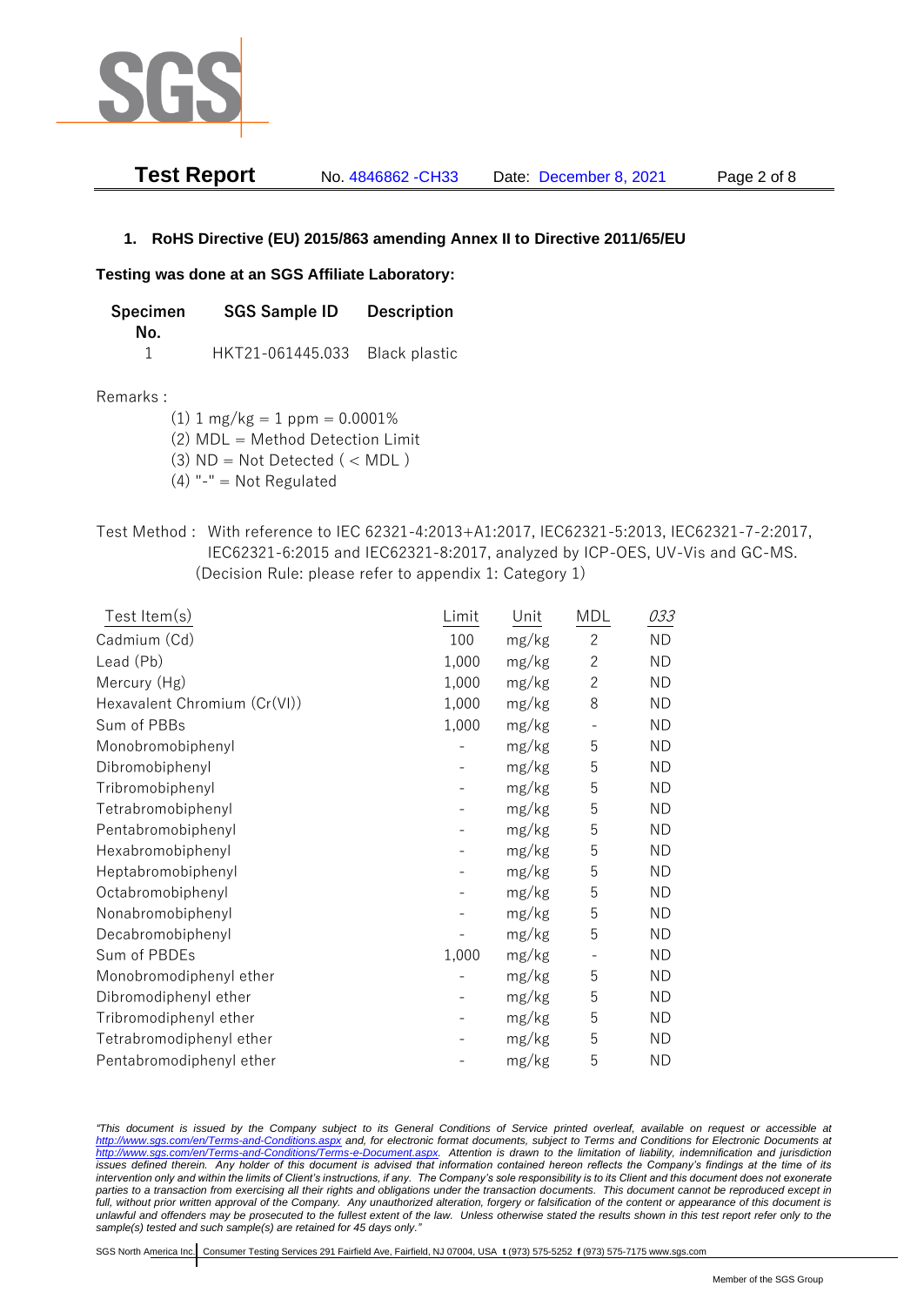## 1. RoHS Directive (EU) 2015/863 amending Annex II to Directive 2011/65/EU

**Testing was done at an SGS Affiliate Laboratory:**

| Specimen No. | SGS Sample ID | Description |
|---|---|---|
| 1 | HKT21-061445.033 | Black plastic |

Remarks :

(1) 1 mg/kg = 1 ppm = 0.0001%
(2) MDL = Method Detection Limit
(3) ND = Not Detected ( < MDL )
(4) "-" = Not Regulated

Test Method : With reference to IEC 62321-4:2013+A1:2017, IEC62321-5:2013, IEC62321-7-2:2017, IEC62321-6:2015 and IEC62321-8:2017, analyzed by ICP-OES, UV-Vis and GC-MS. (Decision Rule: please refer to appendix 1: Category 1)

| Test Item(s) | Limit | Unit | MDL | *033* |
|---|---|---|---|---|
| Cadmium (Cd) | 100 | mg/kg | 2 | ND |
| Lead (Pb) | 1,000 | mg/kg | 2 | ND |
| Mercury (Hg) | 1,000 | mg/kg | 2 | ND |
| Hexavalent Chromium (Cr(VI)) | 1,000 | mg/kg | 8 | ND |
| Sum of PBBs | 1,000 | mg/kg | - | ND |
| Monobromobiphenyl | - | mg/kg | 5 | ND |
| Dibromobiphenyl | - | mg/kg | 5 | ND |
| Tribromobiphenyl | - | mg/kg | 5 | ND |
| Tetrabromobiphenyl | - | mg/kg | 5 | ND |
| Pentabromobiphenyl | - | mg/kg | 5 | ND |
| Hexabromobiphenyl | - | mg/kg | 5 | ND |
| Heptabromobiphenyl | - | mg/kg | 5 | ND |
| Octabromobiphenyl | - | mg/kg | 5 | ND |
| Nonabromobiphenyl | - | mg/kg | 5 | ND |
| Decabromobiphenyl | - | mg/kg | 5 | ND |
| Sum of PBDEs | 1,000 | mg/kg | - | ND |
| Monobromodiphenyl ether | - | mg/kg | 5 | ND |
| Dibromodiphenyl ether | - | mg/kg | 5 | ND |
| Tribromodiphenyl ether | - | mg/kg | 5 | ND |
| Tetrabromodiphenyl ether | - | mg/kg | 5 | ND |
| Pentabromodiphenyl ether | - | mg/kg | 5 | ND |

*"This document is issued by the Company subject to its General Conditions of Service printed overleaf, available on request or accessible at http://www.sgs.com/en/Terms-and-Conditions.aspx and, for electronic format documents, subject to Terms and Conditions for Electronic Documents at http://www.sgs.com/en/Terms-and-Conditions/Terms-e-Document.aspx. Attention is drawn to the limitation of liability, indemnification and jurisdiction issues defined therein. Any holder of this document is advised that information contained hereon reflects the Company's findings at the time of its intervention only and within the limits of Client's instructions, if any. The Company's sole responsibility is to its Client and this document does not exonerate parties to a transaction from exercising all their rights and obligations under the transaction documents. This document cannot be reproduced except in full, without prior written approval of the Company. Any unauthorized alteration, forgery or falsification of the content or appearance of this document is unlawful and offenders may be prosecuted to the fullest extent of the law. Unless otherwise stated the results shown in this test report refer only to the sample(s) tested and such sample(s) are retained for 45 days only."*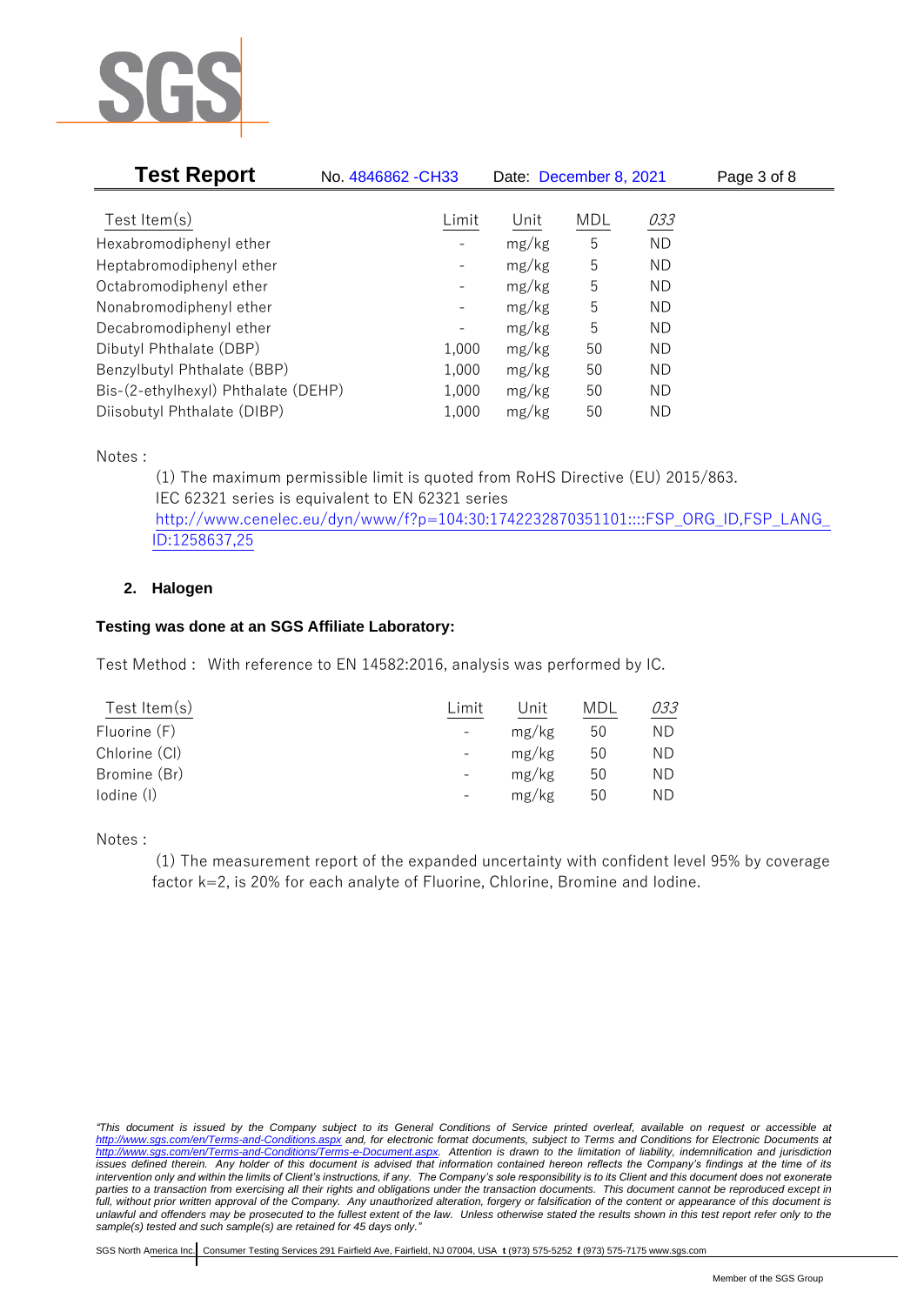| Test Item(s) | Limit | Unit | MDL | *033* |
|---|---|---|---|---|
| Hexabromodiphenyl ether | - | mg/kg | 5 | ND |
| Heptabromodiphenyl ether | - | mg/kg | 5 | ND |
| Octabromodiphenyl ether | - | mg/kg | 5 | ND |
| Nonabromodiphenyl ether | - | mg/kg | 5 | ND |
| Decabromodiphenyl ether | - | mg/kg | 5 | ND |
| Dibutyl Phthalate (DBP) | 1,000 | mg/kg | 50 | ND |
| Benzylbutyl Phthalate (BBP) | 1,000 | mg/kg | 50 | ND |
| Bis-(2-ethylhexyl) Phthalate (DEHP) | 1,000 | mg/kg | 50 | ND |
| Diisobutyl Phthalate (DIBP) | 1,000 | mg/kg | 50 | ND |

Notes :

(1) The maximum permissible limit is quoted from RoHS Directive (EU) 2015/863.
IEC 62321 series is equivalent to EN 62321 series
http://www.cenelec.eu/dyn/www/f?p=104:30:1742232870351101::::FSP_ORG_ID,FSP_LANG_ID:1258637,25

## 2. Halogen

**Testing was done at an SGS Affiliate Laboratory:**

Test Method : With reference to EN 14582:2016, analysis was performed by IC.

| Test Item(s) | Limit | Unit | MDL | *033* |
|---|---|---|---|---|
| Fluorine (F) | - | mg/kg | 50 | ND |
| Chlorine (Cl) | - | mg/kg | 50 | ND |
| Bromine (Br) | - | mg/kg | 50 | ND |
| Iodine (I) | - | mg/kg | 50 | ND |

Notes :

(1) The measurement report of the expanded uncertainty with confident level 95% by coverage factor k=2, is 20% for each analyte of Fluorine, Chlorine, Bromine and Iodine.

*"This document is issued by the Company subject to its General Conditions of Service printed overleaf, available on request or accessible at http://www.sgs.com/en/Terms-and-Conditions.aspx and, for electronic format documents, subject to Terms and Conditions for Electronic Documents at http://www.sgs.com/en/Terms-and-Conditions/Terms-e-Document.aspx. Attention is drawn to the limitation of liability, indemnification and jurisdiction issues defined therein. Any holder of this document is advised that information contained hereon reflects the Company's findings at the time of its intervention only and within the limits of Client's instructions, if any. The Company's sole responsibility is to its Client and this document does not exonerate parties to a transaction from exercising all their rights and obligations under the transaction documents. This document cannot be reproduced except in full, without prior written approval of the Company. Any unauthorized alteration, forgery or falsification of the content or appearance of this document is unlawful and offenders may be prosecuted to the fullest extent of the law. Unless otherwise stated the results shown in this test report refer only to the sample(s) tested and such sample(s) are retained for 45 days only."*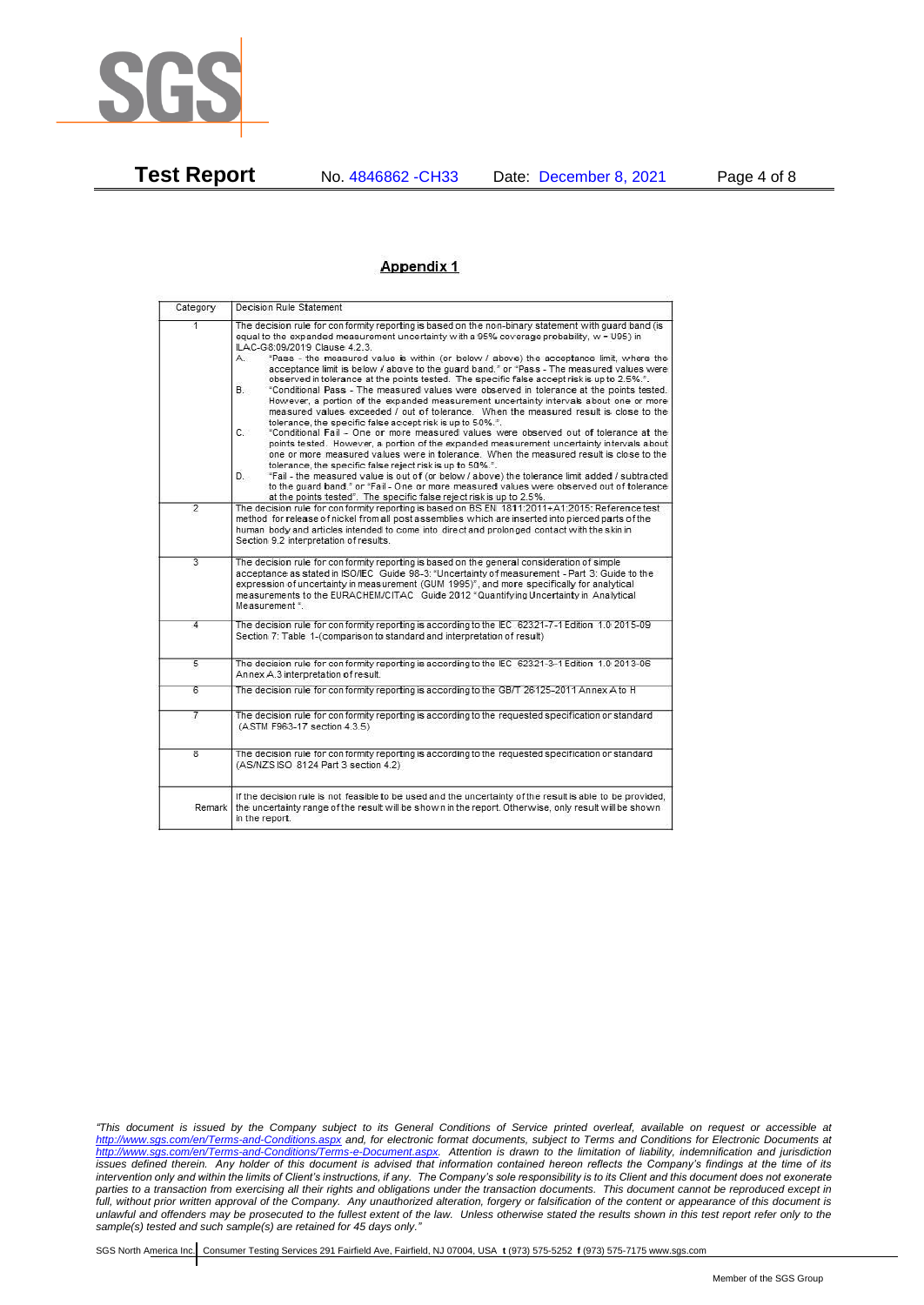## Appendix 1

| Category | Decision Rule Statement |
|---|---|
| 1 | The decision rule for conformity reporting is based on the non-binary statement with guard band (is equal to the expanded measurement uncertainty with a 95% coverage probability, w = U95) in ILAC-G8:09/2019 Clause 4.2.3.<br>A. "Pass - the measured value is within (or below / above) the acceptance limit, where the acceptance limit is below / above to the guard band." or "Pass - The measured values were observed in tolerance at the points tested. The specific false accept risk is up to 2.5%.".<br>B. "Conditional Pass - The measured values were observed in tolerance at the points tested. However, a portion of the expanded measurement uncertainty intervals about one or more measured values exceeded / out of tolerance. When the measured result is close to the tolerance, the specific false accept risk is up to 50%.".<br>C. "Conditional Fail - One or more measured values were observed out of tolerance at the points tested. However, a portion of the expanded measurement uncertainty intervals about one or more measured values were in tolerance. When the measured result is close to the tolerance, the specific false reject risk is up to 50%.".<br>D. "Fail - the measured value is out of (or below / above) the tolerance limit added / subtracted to the guard band." or "Fail - One or more measured values were observed out of tolerance at the points tested". The specific false reject risk is up to 2.5%. |
| 2 | The decision rule for conformity reporting is based on BS EN 1811:2011+A1:2015: Reference test method for release of nickel from all post assemblies which are inserted into pierced parts of the human body and articles intended to come into direct and prolonged contact with the skin in Section 9.2 interpretation of results. |
| 3 | The decision rule for conformity reporting is based on the general consideration of simple acceptance as stated in ISO/IEC Guide 98-3: "Uncertainty of measurement - Part 3: Guide to the expression of uncertainty in measurement (GUM 1995)", and more specifically for analytical measurements to the EURACHEM/CITAC Guide 2012 "Quantifying Uncertainty in Analytical Measurement ". |
| 4 | The decision rule for conformity reporting is according to the IEC 62321-7-1 Edition 1.0 2015-09 Section 7: Table 1-(comparison to standard and interpretation of result) |
| 5 | The decision rule for conformity reporting is according to the IEC 62321-3-1 Edition 1.0 2013-06 Annex A.3 interpretation of result. |
| 6 | The decision rule for conformity reporting is according to the GB/T 26125-2011 Annex A to H |
| 7 | The decision rule for conformity reporting is according to the requested specification or standard (ASTM F963-17 section 4.3.5) |
| 8 | The decision rule for conformity reporting is according to the requested specification or standard (AS/NZS ISO 8124 Part 3 section 4.2) |
| Remark | If the decision rule is not feasible to be used and the uncertainty of the result is able to be provided, the uncertainty range of the result will be shown in the report. Otherwise, only result will be shown in the report. |

*"This document is issued by the Company subject to its General Conditions of Service printed overleaf, available on request or accessible at http://www.sgs.com/en/Terms-and-Conditions.aspx and, for electronic format documents, subject to Terms and Conditions for Electronic Documents at http://www.sgs.com/en/Terms-and-Conditions/Terms-e-Document.aspx. Attention is drawn to the limitation of liability, indemnification and jurisdiction issues defined therein. Any holder of this document is advised that information contained hereon reflects the Company's findings at the time of its intervention only and within the limits of Client's instructions, if any. The Company's sole responsibility is to its Client and this document does not exonerate parties to a transaction from exercising all their rights and obligations under the transaction documents. This document cannot be reproduced except in full, without prior written approval of the Company. Any unauthorized alteration, forgery or falsification of the content or appearance of this document is unlawful and offenders may be prosecuted to the fullest extent of the law. Unless otherwise stated the results shown in this test report refer only to the sample(s) tested and such sample(s) are retained for 45 days only."*

SGS North America Inc. | Consumer Testing Services 291 Fairfield Ave, Fairfield, NJ 07004, USA **t** (973) 575-5252 **f** (973) 575-7175 www.sgs.com

Member of the SGS Group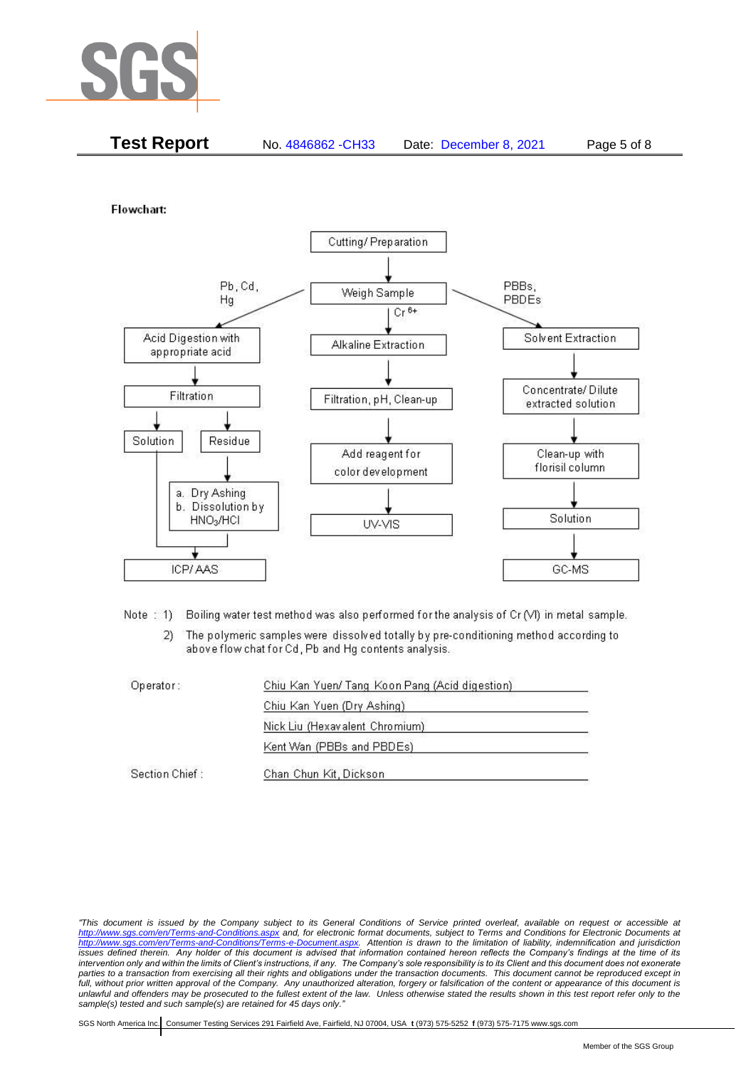**Test Report** No. 4846862 -CH33 Date: December 8, 2021

**Flowchart:**

- Cutting/ Preparation
  - → Weigh Sample
    - Pb, Cd, Hg → Acid Digestion with appropriate acid → Filtration
      - → Solution → ICP/ AAS
      - → Residue → a. Dry Ashing b. Dissolution by $HNO_3$/HCl → ICP/ AAS
    - $Cr^{6+}$ → Alkaline Extraction → Filtration, pH, Clean-up → Add reagent for color development → UV-VIS
    - PBBs, PBDEs → Solvent Extraction → Concentrate/ Dilute extracted solution → Clean-up with florisil column → Solution → GC-MS

Note : 1) Boiling water test method was also performed for the analysis of Cr (VI) in metal sample.

2) The polymeric samples were dissolved totally by pre-conditioning method according to above flow chat for Cd, Pb and Hg contents analysis.

Operator: Chiu Kan Yuen/ Tang Koon Pang (Acid digestion)

Chiu Kan Yuen (Dry Ashing)

Nick Liu (Hexavalent Chromium)

Kent Wan (PBBs and PBDEs)

Section Chief : Chan Chun Kit, Dickson

*"This document is issued by the Company subject to its General Conditions of Service printed overleaf, available on request or accessible at http://www.sgs.com/en/Terms-and-Conditions.aspx and, for electronic format documents, subject to Terms and Conditions for Electronic Documents at http://www.sgs.com/en/Terms-and-Conditions/Terms-e-Document.aspx. Attention is drawn to the limitation of liability, indemnification and jurisdiction issues defined therein. Any holder of this document is advised that information contained hereon reflects the Company's findings at the time of its intervention only and within the limits of Client's instructions, if any. The Company's sole responsibility is to its Client and this document does not exonerate parties to a transaction from exercising all their rights and obligations under the transaction documents. This document cannot be reproduced except in full, without prior written approval of the Company. Any unauthorized alteration, forgery or falsification of the content or appearance of this document is unlawful and offenders may be prosecuted to the fullest extent of the law. Unless otherwise stated the results shown in this test report refer only to the sample(s) tested and such sample(s) are retained for 45 days only."*

SGS North America Inc. | Consumer Testing Services 291 Fairfield Ave, Fairfield, NJ 07004, USA **t** (973) 575-5252 **f** (973) 575-7175 www.sgs.com

Member of the SGS Group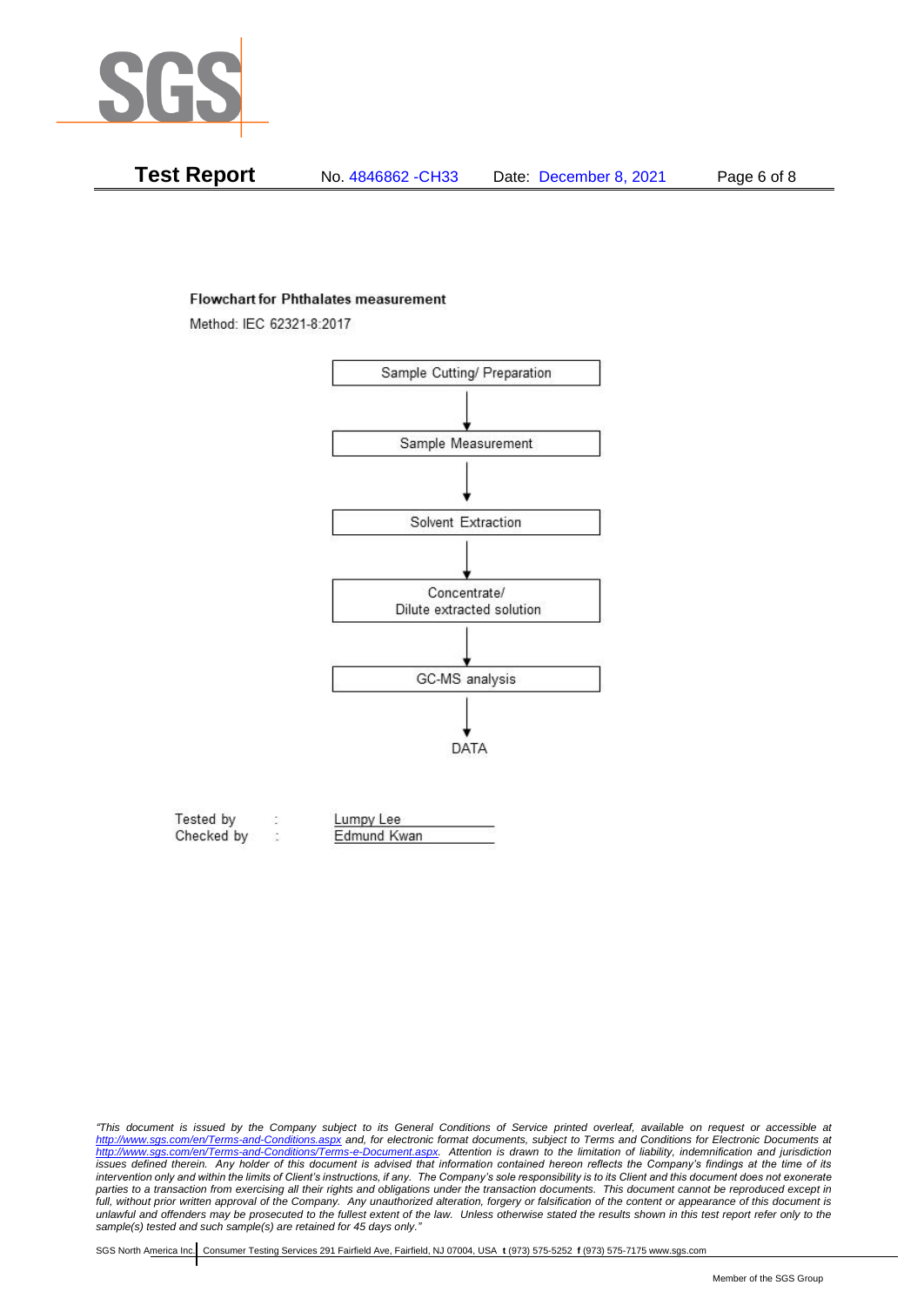**Flowchart for Phthalates measurement**

Method: IEC 62321-8:2017

Sample Cutting/ Preparation

↓

Sample Measurement

↓

Solvent Extraction

↓

Concentrate/
Dilute extracted solution

↓

GC-MS analysis

↓

DATA

Tested by : Lumpy Lee

Checked by : Edmund Kwan

*"This document is issued by the Company subject to its General Conditions of Service printed overleaf, available on request or accessible at http://www.sgs.com/en/Terms-and-Conditions.aspx and, for electronic format documents, subject to Terms and Conditions for Electronic Documents at http://www.sgs.com/en/Terms-and-Conditions/Terms-e-Document.aspx. Attention is drawn to the limitation of liability, indemnification and jurisdiction issues defined therein. Any holder of this document is advised that information contained hereon reflects the Company's findings at the time of its intervention only and within the limits of Client's instructions, if any. The Company's sole responsibility is to its Client and this document does not exonerate parties to a transaction from exercising all their rights and obligations under the transaction documents. This document cannot be reproduced except in full, without prior written approval of the Company. Any unauthorized alteration, forgery or falsification of the content or appearance of this document is unlawful and offenders may be prosecuted to the fullest extent of the law. Unless otherwise stated the results shown in this test report refer only to the sample(s) tested and such sample(s) are retained for 45 days only."*

SGS North America Inc. | Consumer Testing Services 291 Fairfield Ave, Fairfield, NJ 07004, USA **t** (973) 575-5252 **f** (973) 575-7175 www.sgs.com

Member of the SGS Group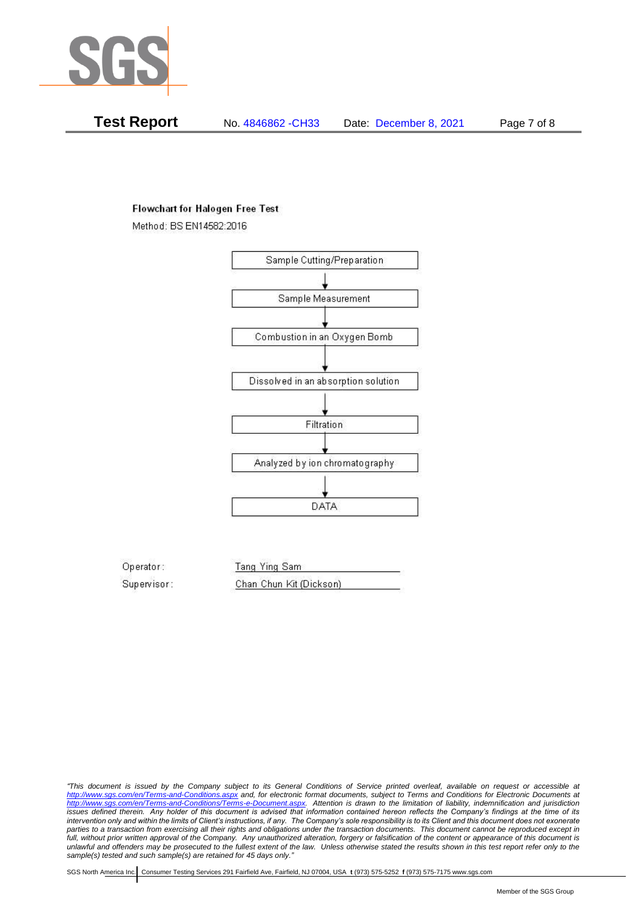**Test Report** No. 4846862 -CH33 Date: December 8, 2021

**Flowchart for Halogen Free Test**

Method: BS EN14582:2016

Sample Cutting/Preparation

↓

Sample Measurement

↓

Combustion in an Oxygen Bomb

↓

Dissolved in an absorption solution

↓

Filtration

↓

Analyzed by ion chromatography

↓

DATA

Operator: Tang Ying Sam

Supervisor: Chan Chun Kit (Dickson)

*"This document is issued by the Company subject to its General Conditions of Service printed overleaf, available on request or accessible at http://www.sgs.com/en/Terms-and-Conditions.aspx and, for electronic format documents, subject to Terms and Conditions for Electronic Documents at http://www.sgs.com/en/Terms-and-Conditions/Terms-e-Document.aspx. Attention is drawn to the limitation of liability, indemnification and jurisdiction issues defined therein. Any holder of this document is advised that information contained hereon reflects the Company's findings at the time of its intervention only and within the limits of Client's instructions, if any. The Company's sole responsibility is to its Client and this document does not exonerate parties to a transaction from exercising all their rights and obligations under the transaction documents. This document cannot be reproduced except in full, without prior written approval of the Company. Any unauthorized alteration, forgery or falsification of the content or appearance of this document is unlawful and offenders may be prosecuted to the fullest extent of the law. Unless otherwise stated the results shown in this test report refer only to the sample(s) tested and such sample(s) are retained for 45 days only."*

SGS North America Inc. | Consumer Testing Services 291 Fairfield Ave, Fairfield, NJ 07004, USA **t** (973) 575-5252 **f** (973) 575-7175 www.sgs.com

Member of the SGS Group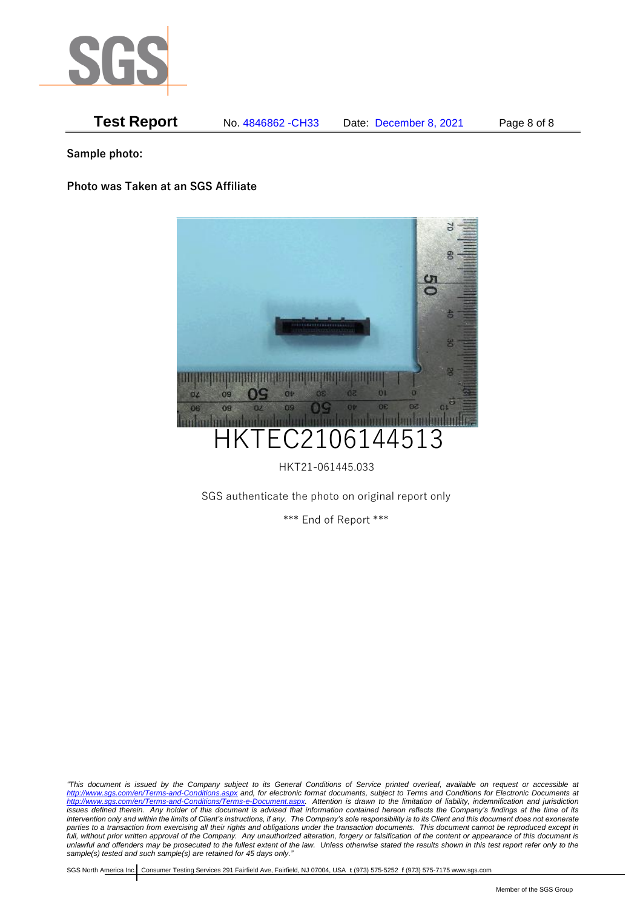**Sample photo:**

**Photo was Taken at an SGS Affiliate**

HKTEC2106144513

HKT21-061445.033

SGS authenticate the photo on original report only

*** End of Report ***

*"This document is issued by the Company subject to its General Conditions of Service printed overleaf, available on request or accessible at http://www.sgs.com/en/Terms-and-Conditions.aspx and, for electronic format documents, subject to Terms and Conditions for Electronic Documents at http://www.sgs.com/en/Terms-and-Conditions/Terms-e-Document.aspx. Attention is drawn to the limitation of liability, indemnification and jurisdiction issues defined therein. Any holder of this document is advised that information contained hereon reflects the Company's findings at the time of its intervention only and within the limits of Client's instructions, if any. The Company's sole responsibility is to its Client and this document does not exonerate parties to a transaction from exercising all their rights and obligations under the transaction documents. This document cannot be reproduced except in full, without prior written approval of the Company. Any unauthorized alteration, forgery or falsification of the content or appearance of this document is unlawful and offenders may be prosecuted to the fullest extent of the law. Unless otherwise stated the results shown in this test report refer only to the sample(s) tested and such sample(s) are retained for 45 days only."*

SGS North America Inc. | Consumer Testing Services 291 Fairfield Ave, Fairfield, NJ 07004, USA **t** (973) 575-5252 **f** (973) 575-7175 www.sgs.com

Member of the SGS Group